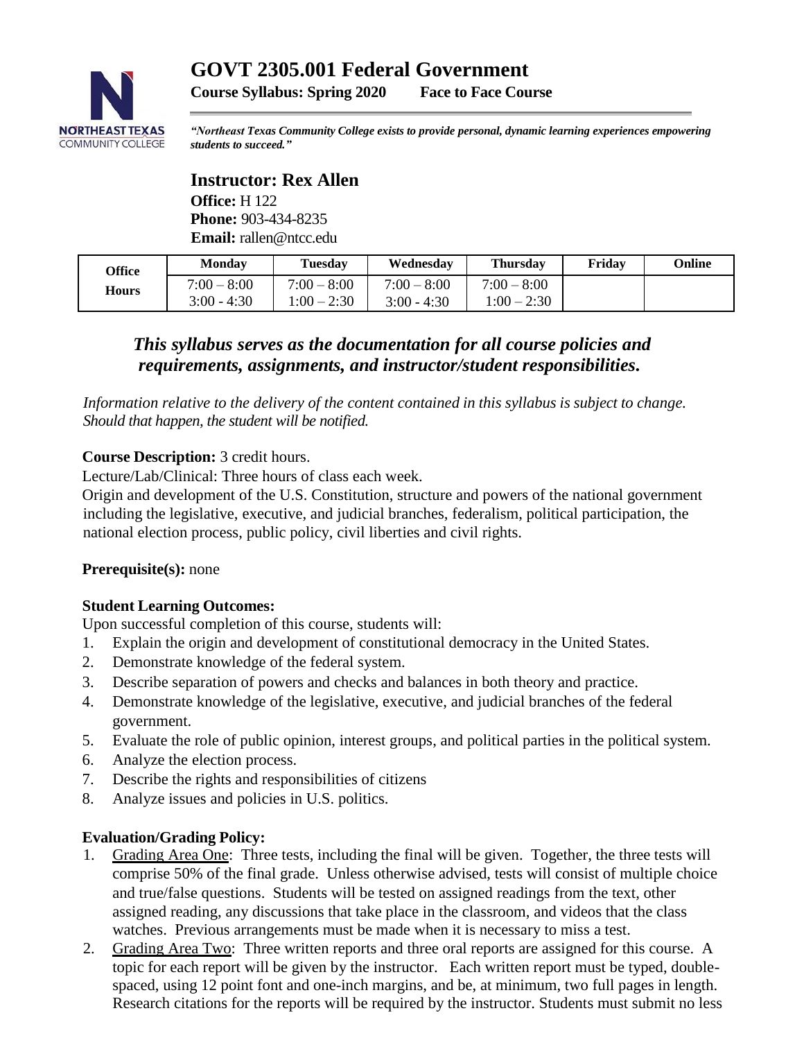# GOVT 2305.001 Federal Government

**Course Syllabus: Spring 2020 Face to Face Course**

***"Northeast Texas Community College exists to provide personal, dynamic learning experiences empowering students to succeed."***

## Instructor: Rex Allen

**Office:** H 122
**Phone:** 903-434-8235
**Email:** rallen@ntcc.edu

| Office Hours | Monday | Tuesday | Wednesday | Thursday | Friday | Online |
|---|---|---|---|---|---|---|
| | 7:00 – 8:00<br>3:00 - 4:30 | 7:00 – 8:00<br>1:00 – 2:30 | 7:00 – 8:00<br>3:00 - 4:30 | 7:00 – 8:00<br>1:00 – 2:30 | | |

### *This syllabus serves as the documentation for all course policies and requirements, assignments, and instructor/student responsibilities.*

*Information relative to the delivery of the content contained in this syllabus is subject to change. Should that happen, the student will be notified.*

**Course Description:** 3 credit hours.
Lecture/Lab/Clinical: Three hours of class each week.
Origin and development of the U.S. Constitution, structure and powers of the national government including the legislative, executive, and judicial branches, federalism, political participation, the national election process, public policy, civil liberties and civil rights.

**Prerequisite(s):** none

**Student Learning Outcomes:**
Upon successful completion of this course, students will:

1. Explain the origin and development of constitutional democracy in the United States.
2. Demonstrate knowledge of the federal system.
3. Describe separation of powers and checks and balances in both theory and practice.
4. Demonstrate knowledge of the legislative, executive, and judicial branches of the federal government.
5. Evaluate the role of public opinion, interest groups, and political parties in the political system.
6. Analyze the election process.
7. Describe the rights and responsibilities of citizens
8. Analyze issues and policies in U.S. politics.

**Evaluation/Grading Policy:**

1. Grading Area One: Three tests, including the final will be given. Together, the three tests will comprise 50% of the final grade. Unless otherwise advised, tests will consist of multiple choice and true/false questions. Students will be tested on assigned readings from the text, other assigned reading, any discussions that take place in the classroom, and videos that the class watches. Previous arrangements must be made when it is necessary to miss a test.
2. Grading Area Two: Three written reports and three oral reports are assigned for this course. A topic for each report will be given by the instructor. Each written report must be typed, double-spaced, using 12 point font and one-inch margins, and be, at minimum, two full pages in length. Research citations for the reports will be required by the instructor. Students must submit no less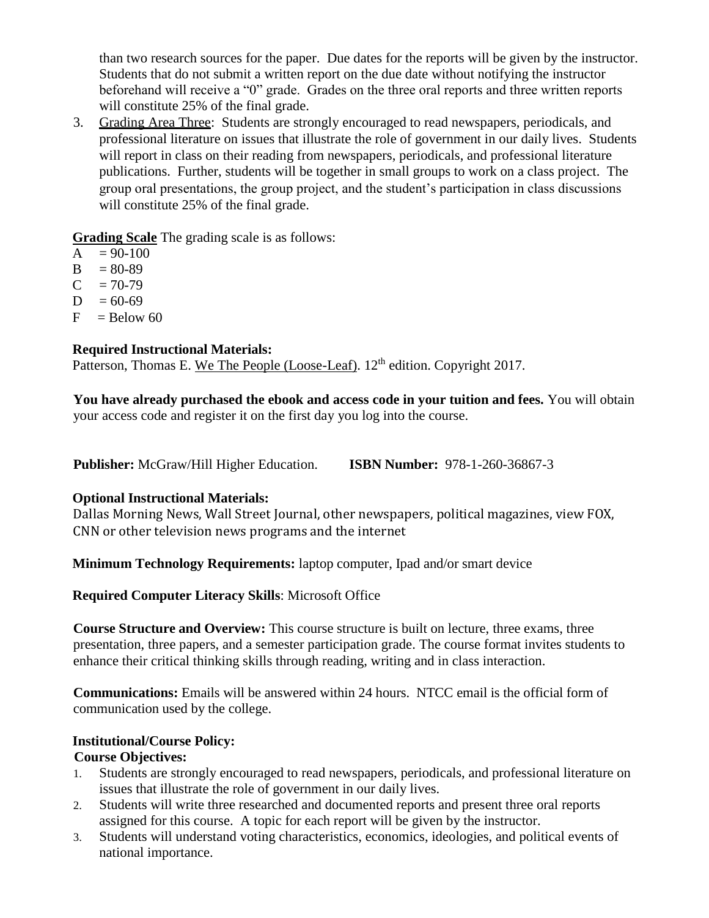than two research sources for the paper. Due dates for the reports will be given by the instructor. Students that do not submit a written report on the due date without notifying the instructor beforehand will receive a "0" grade. Grades on the three oral reports and three written reports will constitute 25% of the final grade.

3. Grading Area Three: Students are strongly encouraged to read newspapers, periodicals, and professional literature on issues that illustrate the role of government in our daily lives. Students will report in class on their reading from newspapers, periodicals, and professional literature publications. Further, students will be together in small groups to work on a class project. The group oral presentations, the group project, and the student's participation in class discussions will constitute 25% of the final grade.

**Grading Scale** The grading scale is as follows:

A = 90-100
B = 80-89
C = 70-79
D = 60-69
F = Below 60

**Required Instructional Materials:**
Patterson, Thomas E. We The People (Loose-Leaf). 12th edition. Copyright 2017.

**You have already purchased the ebook and access code in your tuition and fees.** You will obtain your access code and register it on the first day you log into the course.

**Publisher:** McGraw/Hill Higher Education. **ISBN Number:** 978-1-260-36867-3

**Optional Instructional Materials:**
Dallas Morning News, Wall Street Journal, other newspapers, political magazines, view FOX, CNN or other television news programs and the internet

**Minimum Technology Requirements:** laptop computer, Ipad and/or smart device

**Required Computer Literacy Skills**: Microsoft Office

**Course Structure and Overview:** This course structure is built on lecture, three exams, three presentation, three papers, and a semester participation grade. The course format invites students to enhance their critical thinking skills through reading, writing and in class interaction.

**Communications:** Emails will be answered within 24 hours. NTCC email is the official form of communication used by the college.

**Institutional/Course Policy:**
**Course Objectives:**

1. Students are strongly encouraged to read newspapers, periodicals, and professional literature on issues that illustrate the role of government in our daily lives.
2. Students will write three researched and documented reports and present three oral reports assigned for this course. A topic for each report will be given by the instructor.
3. Students will understand voting characteristics, economics, ideologies, and political events of national importance.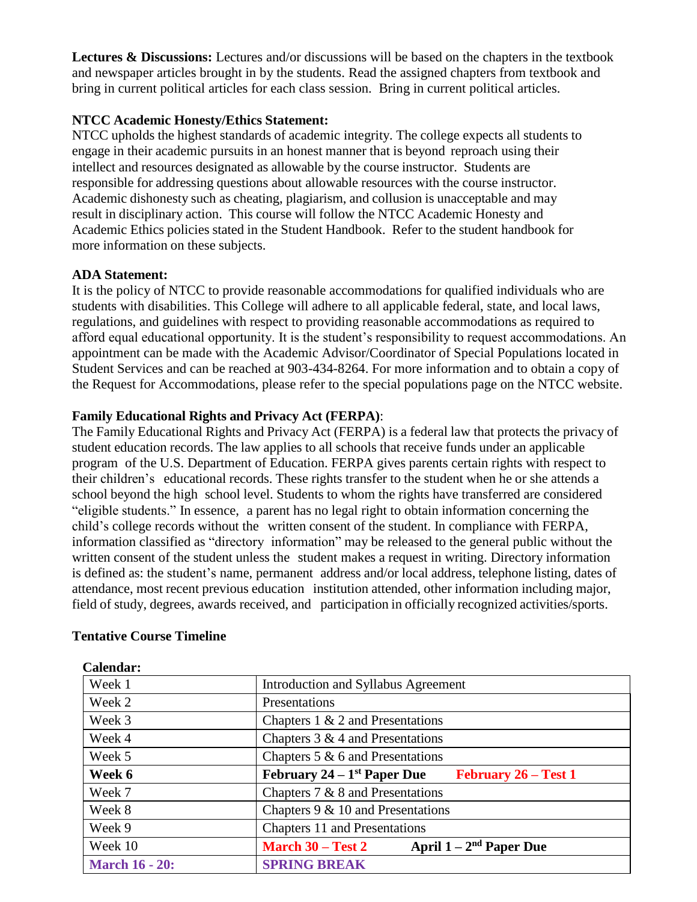**Lectures & Discussions:** Lectures and/or discussions will be based on the chapters in the textbook and newspaper articles brought in by the students. Read the assigned chapters from textbook and bring in current political articles for each class session. Bring in current political articles.

**NTCC Academic Honesty/Ethics Statement:**
NTCC upholds the highest standards of academic integrity. The college expects all students to engage in their academic pursuits in an honest manner that is beyond reproach using their intellect and resources designated as allowable by the course instructor. Students are responsible for addressing questions about allowable resources with the course instructor. Academic dishonesty such as cheating, plagiarism, and collusion is unacceptable and may result in disciplinary action. This course will follow the NTCC Academic Honesty and Academic Ethics policies stated in the Student Handbook. Refer to the student handbook for more information on these subjects.

**ADA Statement:**
It is the policy of NTCC to provide reasonable accommodations for qualified individuals who are students with disabilities. This College will adhere to all applicable federal, state, and local laws, regulations, and guidelines with respect to providing reasonable accommodations as required to afford equal educational opportunity. It is the student's responsibility to request accommodations. An appointment can be made with the Academic Advisor/Coordinator of Special Populations located in Student Services and can be reached at 903-434-8264. For more information and to obtain a copy of the Request for Accommodations, please refer to the special populations page on the NTCC website.

**Family Educational Rights and Privacy Act (FERPA)**:
The Family Educational Rights and Privacy Act (FERPA) is a federal law that protects the privacy of student education records. The law applies to all schools that receive funds under an applicable program of the U.S. Department of Education. FERPA gives parents certain rights with respect to their children's educational records. These rights transfer to the student when he or she attends a school beyond the high school level. Students to whom the rights have transferred are considered "eligible students." In essence, a parent has no legal right to obtain information concerning the child's college records without the written consent of the student. In compliance with FERPA, information classified as "directory information" may be released to the general public without the written consent of the student unless the student makes a request in writing. Directory information is defined as: the student's name, permanent address and/or local address, telephone listing, dates of attendance, most recent previous education institution attended, other information including major, field of study, degrees, awards received, and participation in officially recognized activities/sports.

**Tentative Course Timeline**

**Calendar:**

| Week | Topic |
|---|---|
| Week 1 | Introduction and Syllabus Agreement |
| Week 2 | Presentations |
| Week 3 | Chapters 1 & 2 and Presentations |
| Week 4 | Chapters 3 & 4 and Presentations |
| Week 5 | Chapters 5 & 6 and Presentations |
| **Week 6** | **February 24 – 1st Paper Due** **February 26 – Test 1** |
| Week 7 | Chapters 7 & 8 and Presentations |
| Week 8 | Chapters 9 & 10 and Presentations |
| Week 9 | Chapters 11 and Presentations |
| Week 10 | **March 30 – Test 2** **April 1 – 2nd Paper Due** |
| **March 16 - 20:** | **SPRING BREAK** |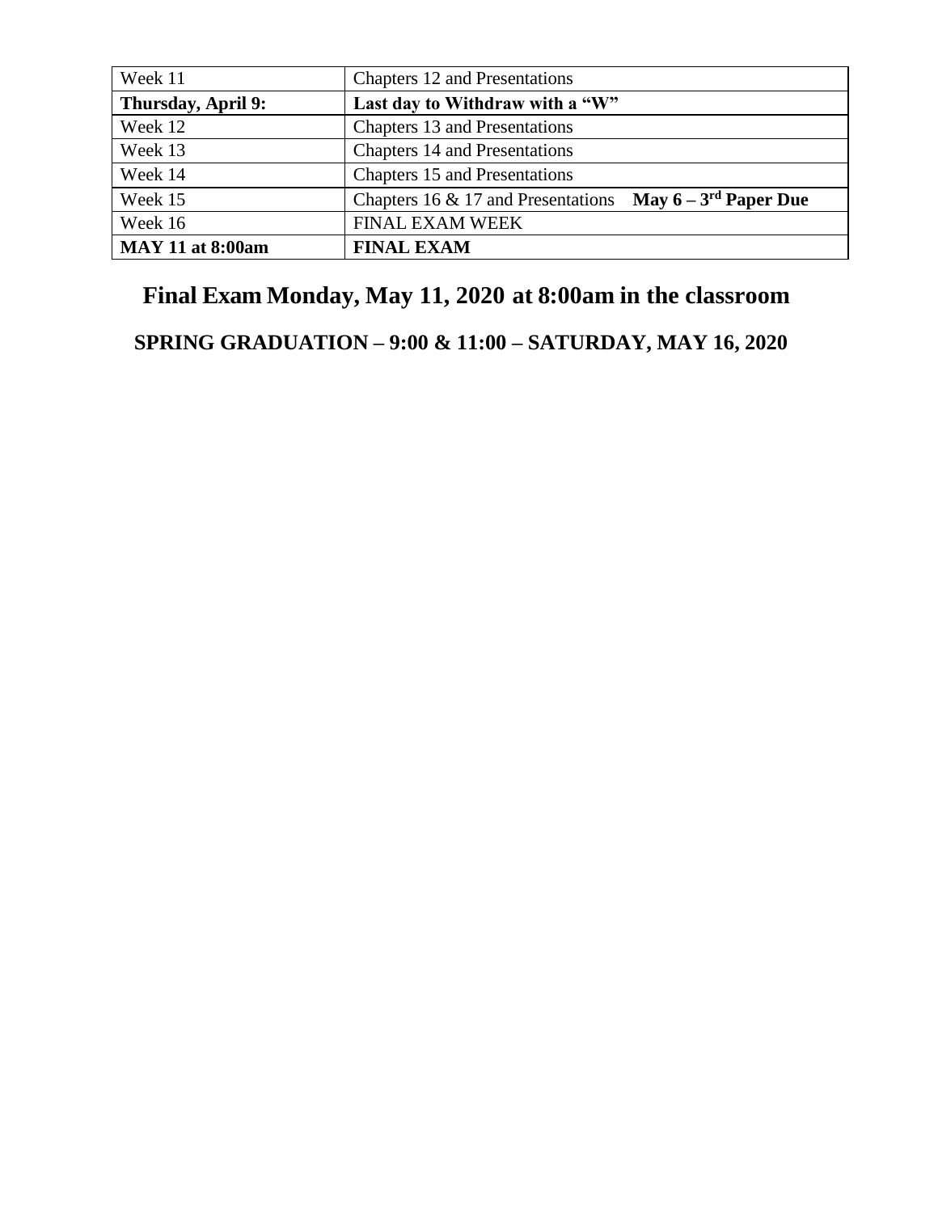| | |
|---|---|
| Week 11 | Chapters 12 and Presentations |
| **Thursday, April 9:** | **Last day to Withdraw with a "W"** |
| Week 12 | Chapters 13 and Presentations |
| Week 13 | Chapters 14 and Presentations |
| Week 14 | Chapters 15 and Presentations |
| Week 15 | Chapters 16 & 17 and Presentations **May 6 – 3rd Paper Due** |
| Week 16 | FINAL EXAM WEEK |
| **MAY 11 at 8:00am** | **FINAL EXAM** |

## Final Exam Monday, May 11, 2020 at 8:00am in the classroom

### SPRING GRADUATION – 9:00 & 11:00 – SATURDAY, MAY 16, 2020